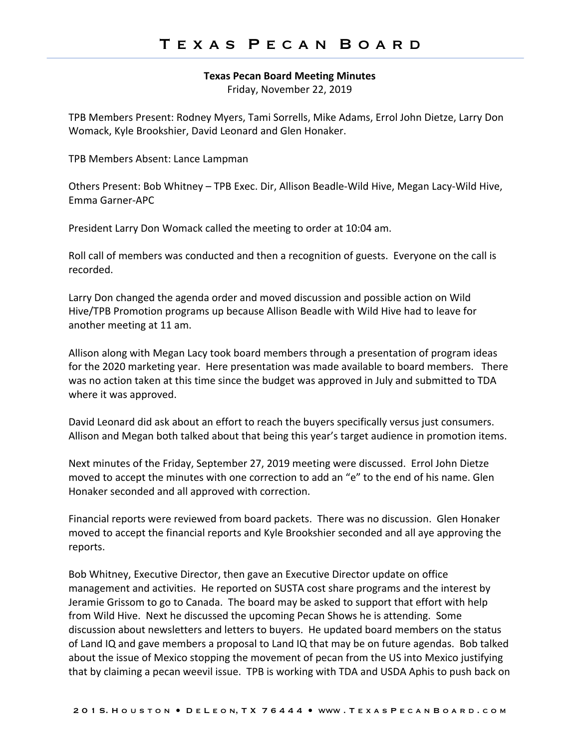# Texas Pecan Board

**Texas Pecan Board Meeting Minutes**
Friday, November 22, 2019

TPB Members Present: Rodney Myers, Tami Sorrells, Mike Adams, Errol John Dietze, Larry Don Womack, Kyle Brookshier, David Leonard and Glen Honaker.

TPB Members Absent: Lance Lampman

Others Present: Bob Whitney – TPB Exec. Dir, Allison Beadle-Wild Hive, Megan Lacy-Wild Hive, Emma Garner-APC

President Larry Don Womack called the meeting to order at 10:04 am.

Roll call of members was conducted and then a recognition of guests. Everyone on the call is recorded.

Larry Don changed the agenda order and moved discussion and possible action on Wild Hive/TPB Promotion programs up because Allison Beadle with Wild Hive had to leave for another meeting at 11 am.

Allison along with Megan Lacy took board members through a presentation of program ideas for the 2020 marketing year. Here presentation was made available to board members. There was no action taken at this time since the budget was approved in July and submitted to TDA where it was approved.

David Leonard did ask about an effort to reach the buyers specifically versus just consumers. Allison and Megan both talked about that being this year's target audience in promotion items.

Next minutes of the Friday, September 27, 2019 meeting were discussed. Errol John Dietze moved to accept the minutes with one correction to add an "e" to the end of his name. Glen Honaker seconded and all approved with correction.

Financial reports were reviewed from board packets. There was no discussion. Glen Honaker moved to accept the financial reports and Kyle Brookshier seconded and all aye approving the reports.

Bob Whitney, Executive Director, then gave an Executive Director update on office management and activities. He reported on SUSTA cost share programs and the interest by Jeramie Grissom to go to Canada. The board may be asked to support that effort with help from Wild Hive. Next he discussed the upcoming Pecan Shows he is attending. Some discussion about newsletters and letters to buyers. He updated board members on the status of Land IQ and gave members a proposal to Land IQ that may be on future agendas. Bob talked about the issue of Mexico stopping the movement of pecan from the US into Mexico justifying that by claiming a pecan weevil issue. TPB is working with TDA and USDA Aphis to push back on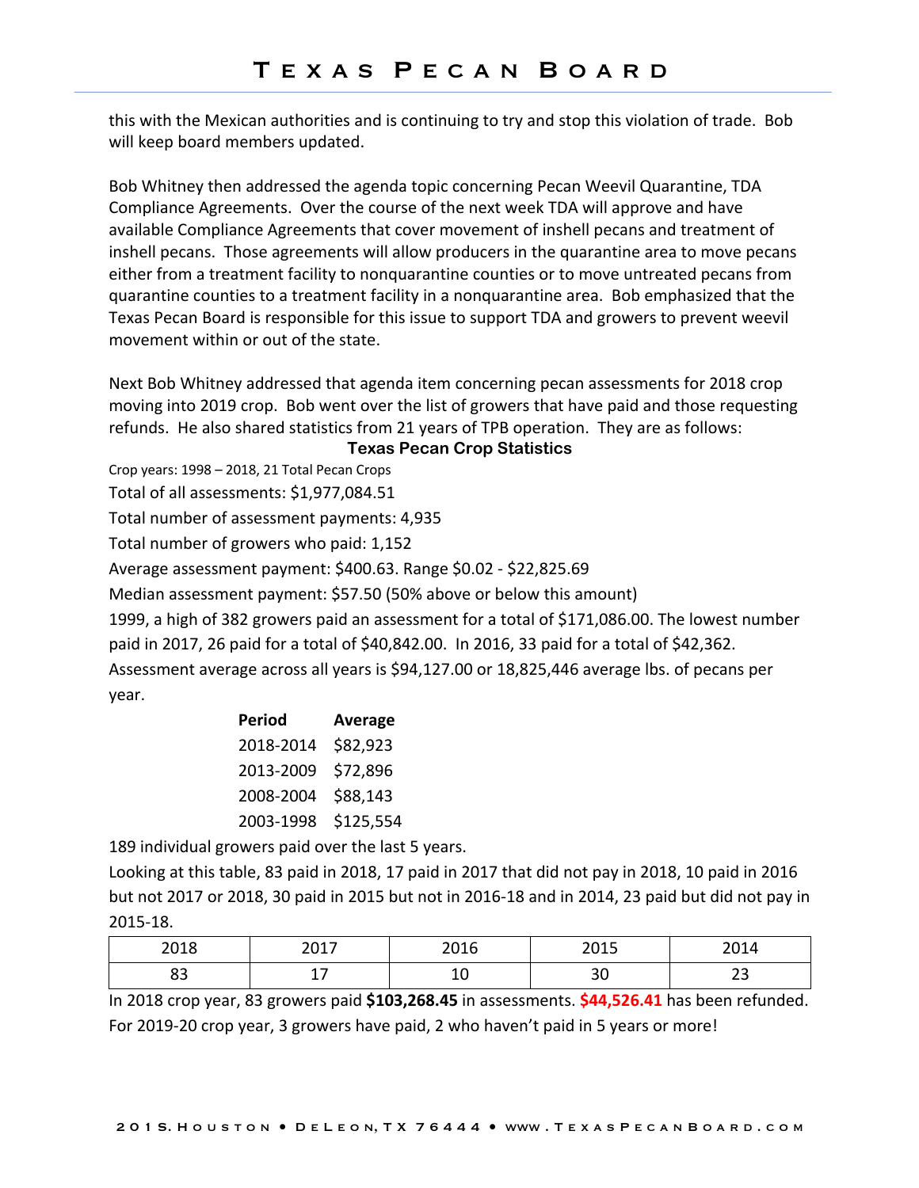this with the Mexican authorities and is continuing to try and stop this violation of trade. Bob will keep board members updated.

Bob Whitney then addressed the agenda topic concerning Pecan Weevil Quarantine, TDA Compliance Agreements. Over the course of the next week TDA will approve and have available Compliance Agreements that cover movement of inshell pecans and treatment of inshell pecans. Those agreements will allow producers in the quarantine area to move pecans either from a treatment facility to nonquarantine counties or to move untreated pecans from quarantine counties to a treatment facility in a nonquarantine area. Bob emphasized that the Texas Pecan Board is responsible for this issue to support TDA and growers to prevent weevil movement within or out of the state.

Next Bob Whitney addressed that agenda item concerning pecan assessments for 2018 crop moving into 2019 crop. Bob went over the list of growers that have paid and those requesting refunds. He also shared statistics from 21 years of TPB operation. They are as follows:

### Texas Pecan Crop Statistics

Crop years: 1998 – 2018, 21 Total Pecan Crops

Total of all assessments: $1,977,084.51

Total number of assessment payments: 4,935

Total number of growers who paid: 1,152

Average assessment payment: $400.63. Range $0.02 - $22,825.69

Median assessment payment: $57.50 (50% above or below this amount)

1999, a high of 382 growers paid an assessment for a total of $171,086.00. The lowest number paid in 2017, 26 paid for a total of $40,842.00. In 2016, 33 paid for a total of $42,362.

Assessment average across all years is $94,127.00 or 18,825,446 average lbs. of pecans per year.

| Period | Average |
|---|---|
| 2018-2014 | $82,923 |
| 2013-2009 | $72,896 |
| 2008-2004 | $88,143 |
| 2003-1998 | $125,554 |

189 individual growers paid over the last 5 years.

Looking at this table, 83 paid in 2018, 17 paid in 2017 that did not pay in 2018, 10 paid in 2016 but not 2017 or 2018, 30 paid in 2015 but not in 2016-18 and in 2014, 23 paid but did not pay in 2015-18.

| 2018 | 2017 | 2016 | 2015 | 2014 |
|---|---|---|---|---|
| 83 | 17 | 10 | 30 | 23 |

In 2018 crop year, 83 growers paid **$103,268.45** in assessments. **$44,526.41** has been refunded. For 2019-20 crop year, 3 growers have paid, 2 who haven't paid in 5 years or more!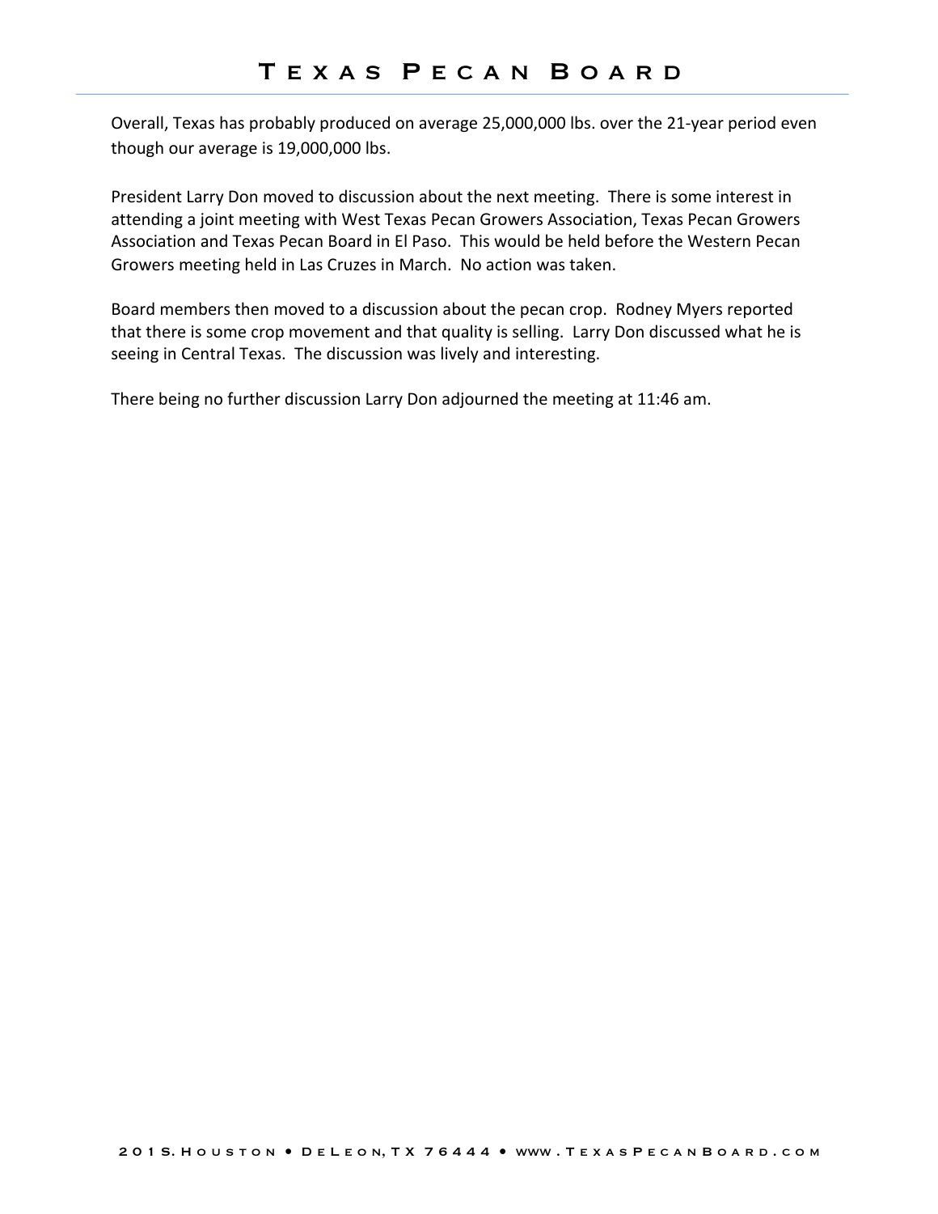Overall, Texas has probably produced on average 25,000,000 lbs. over the 21-year period even though our average is 19,000,000 lbs.

President Larry Don moved to discussion about the next meeting. There is some interest in attending a joint meeting with West Texas Pecan Growers Association, Texas Pecan Growers Association and Texas Pecan Board in El Paso. This would be held before the Western Pecan Growers meeting held in Las Cruzes in March. No action was taken.

Board members then moved to a discussion about the pecan crop. Rodney Myers reported that there is some crop movement and that quality is selling. Larry Don discussed what he is seeing in Central Texas. The discussion was lively and interesting.

There being no further discussion Larry Don adjourned the meeting at 11:46 am.